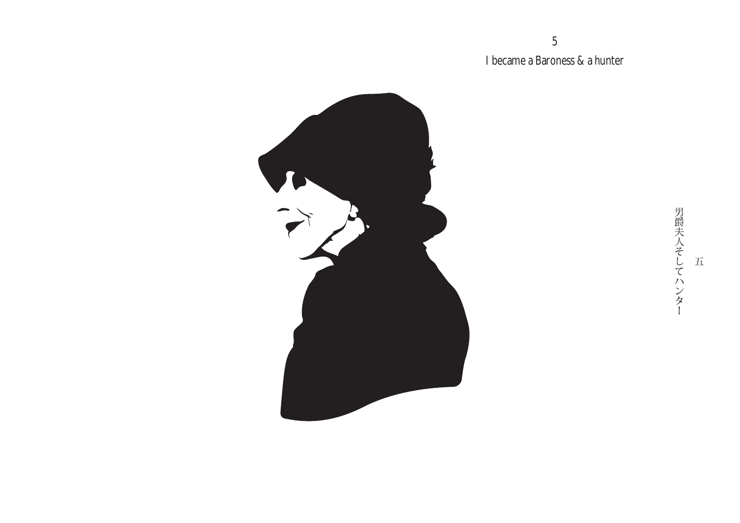# 5

## I became a Baroness & a hunter

五

男爵夫人そしてハンター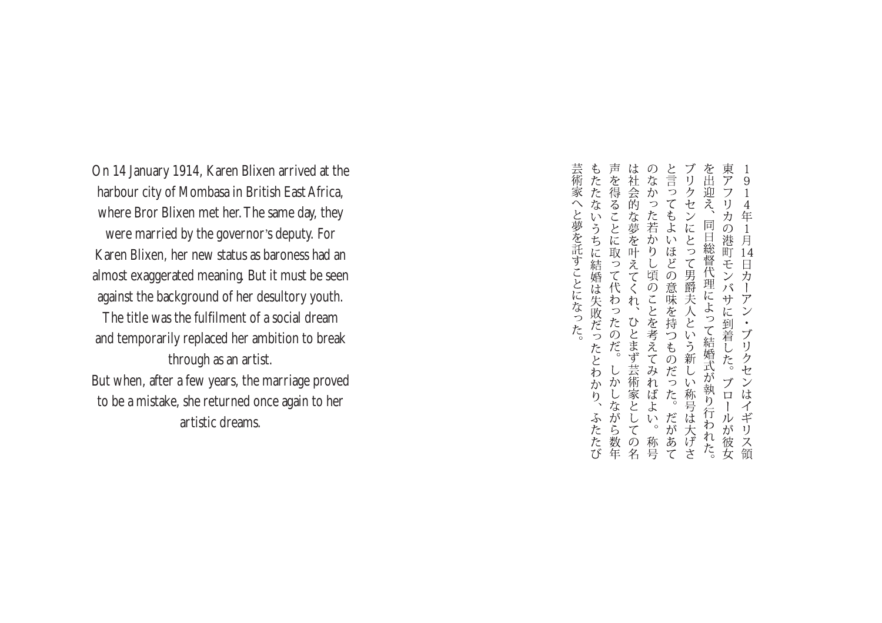On 14 January 1914, Karen Blixen arrived at the harbour city of Mombasa in British East Africa, where Bror Blixen met her. The same day, they were married by the governor's deputy. For Karen Blixen, her new status as baroness had an almost exaggerated meaning. But it must be seen against the background of her desultory youth. The title was the fulfilment of a social dream and temporarily replaced her ambition to break through as an artist.

But when, after a few years, the marriage proved to be a mistake, she returned once again to her artistic dreams.

1914年1月14日カーアン・ブリクセンはイギリス領東アフリカの港町モンバサに到着した。ブロールが彼女を出迎え、同日総督代理によって結婚式が執り行われた。ブリクセンにとって男爵夫人という新しい称号は大げさと言ってもよいほどの意味を持つものだった。だがあてのなかった若かりし頃のことを考えてみればよい。称号は社会的な夢を叶えてくれ、ひとまず芸術家としての名声を得ることに取って代わったのだ。しかしながら数年もたたないうちに結婚は失敗だったとわかり、ふたたび芸術家へと夢を託すことになった。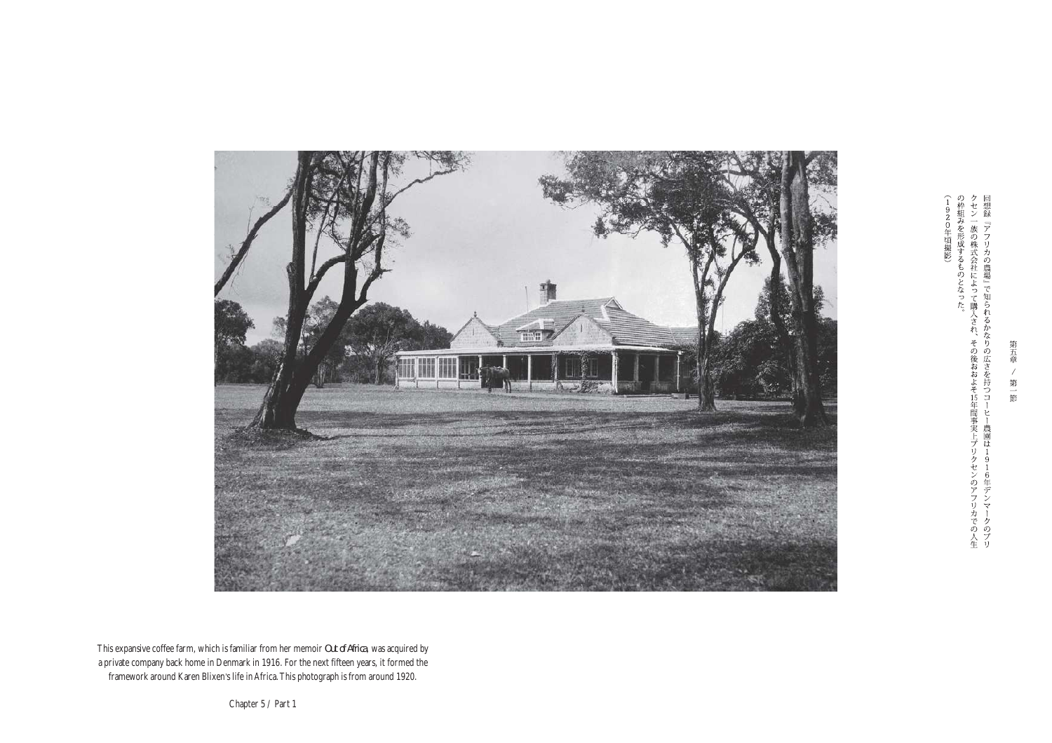回想録『アフリカの農場』で知られるかなりの広さを持つコーヒー農園は１９１６年デンマークのブリクセン一族の株式会社によって購入され、その後おおよそ15年間事実上ブリクセンのアフリカでの人生の枠組みを形成するものとなった。
（１９２０年頃撮影）

This expansive coffee farm, which is familiar from her memoir *Out of Africa*, was acquired by a private company back home in Denmark in 1916. For the next fifteen years, it formed the framework around Karen Blixen's life in Africa. This photograph is from around 1920.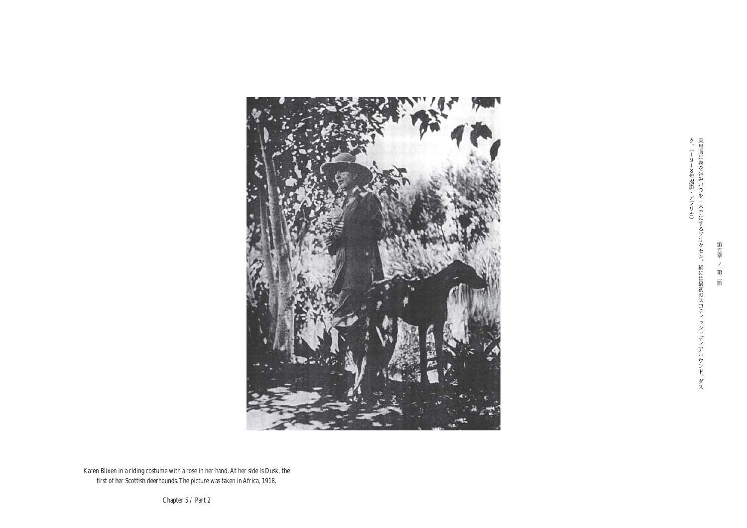乗馬服に身を包みバラを一本手にするブリクセン。横には最初のスコティッシュディアハウンド、ダスク。（1918年撮影・アフリカ）

第五章 / 第二節

Karen Blixen in a riding costume with a rose in her hand. At her side is Dusk, the first of her Scottish deerhounds. The picture was taken in Africa, 1918.

Chapter 5 / Part 2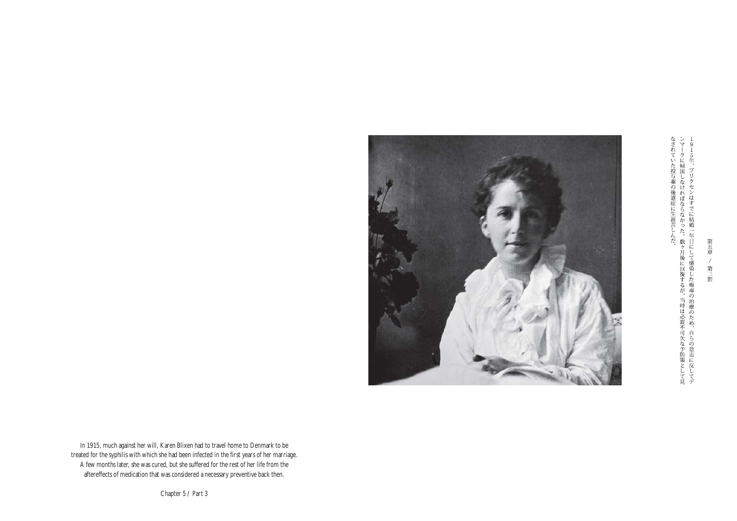１９１５年、ブリクセンはすでに結婚一年目にして感染した梅毒の治療のため、自らの意志に反してデンマークに帰国しなければならなかった。数ヶ月後に回復するが、当時は必要不可欠な予防策として見なされていた投与薬の後遺症に生涯苦しんだ。

In 1915, much against her will, Karen Blixen had to travel home to Denmark to be treated for the syphilis with which she had been infected in the first years of her marriage. A few months later, she was cured, but she suffered for the rest of her life from the aftereffects of medication that was considered a necessary preventive back then.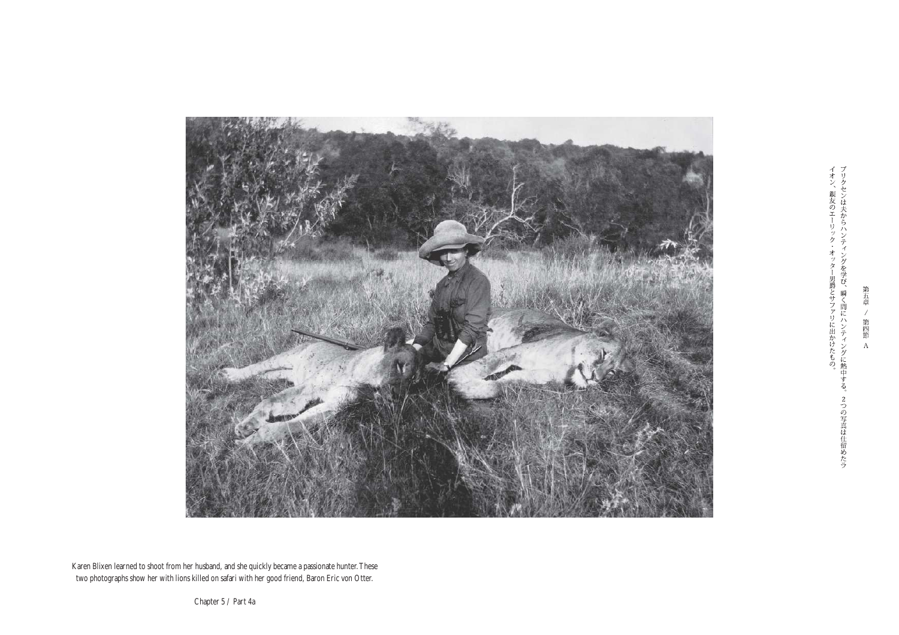第五章 ／ 第四節 A

ブリクセンは夫からハンティングを学び、瞬く間にハンティングに熱中する。２つの写真は仕留めたライオン、親友のエーリック・オッター男爵とサファリに出かけたもの。

Karen Blixen learned to shoot from her husband, and she quickly became a passionate hunter. These two photographs show her with lions killed on safari with her good friend, Baron Eric von Otter.

Chapter 5 / Part 4a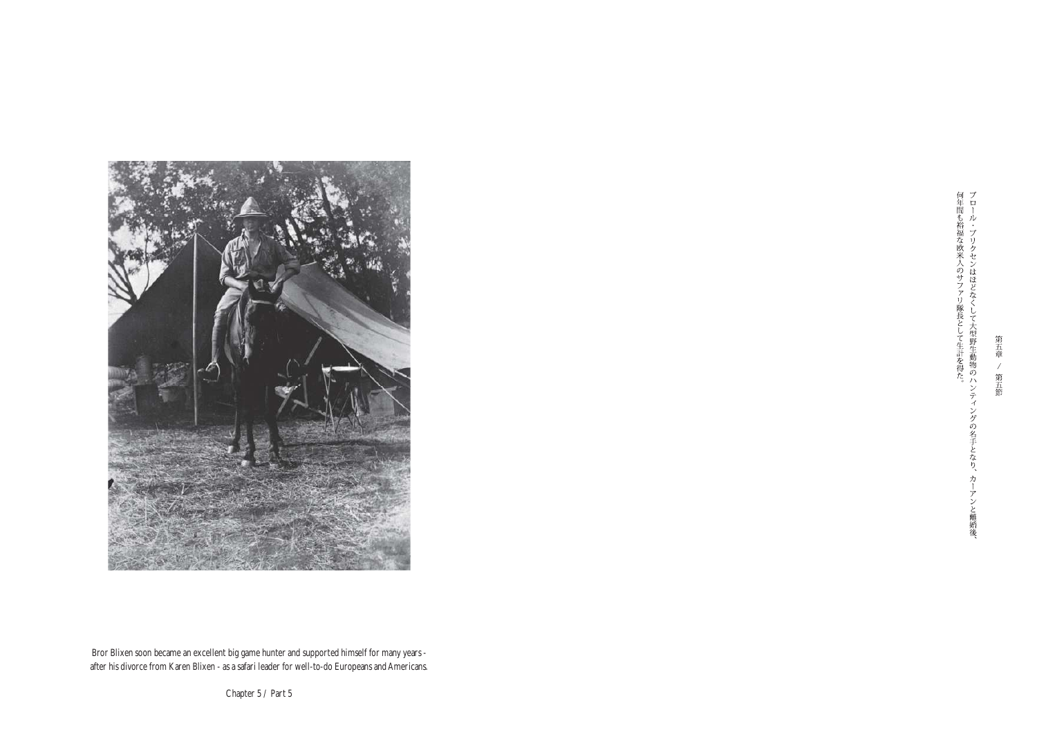ブロール・ブリクセンはほどなくして大型野生動物のハンティングの名手となり、カーアンと離婚後、何年間も裕福な欧米人のサファリ隊長として生計を得た。

Bror Blixen soon became an excellent big game hunter and supported himself for many years - after his divorce from Karen Blixen - as a safari leader for well-to-do Europeans and Americans.